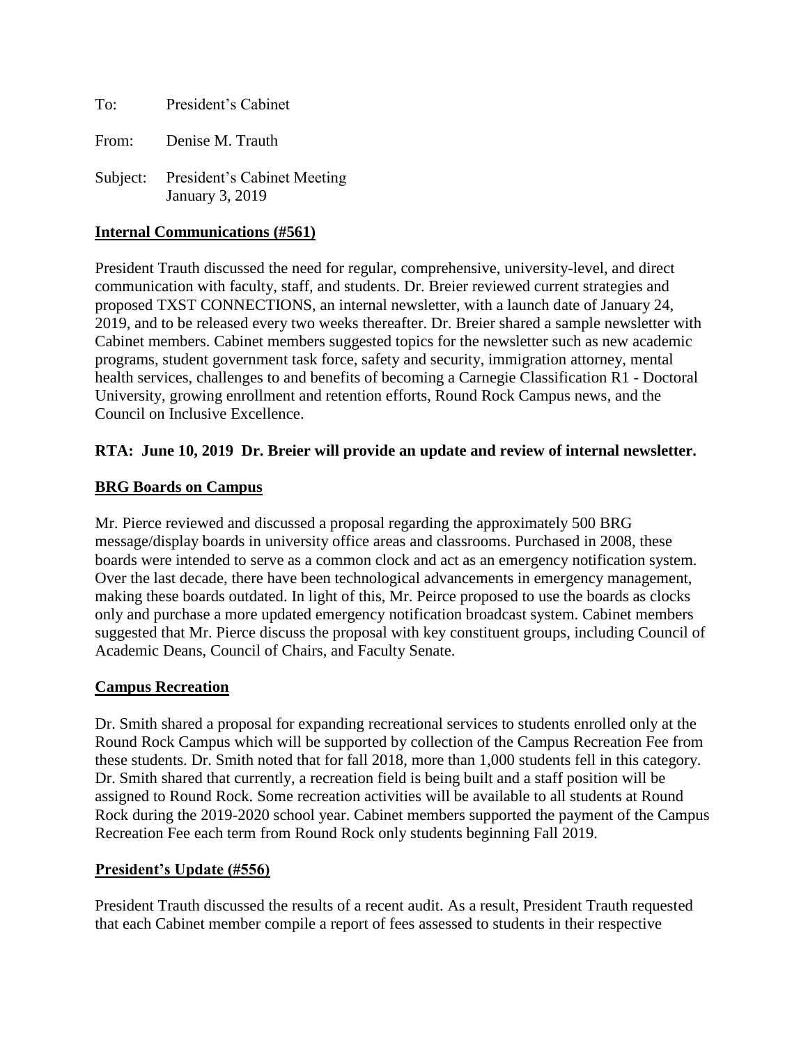To: President's Cabinet

From: Denise M. Trauth

Subject: President's Cabinet Meeting
January 3, 2019

**Internal Communications (#561)**

President Trauth discussed the need for regular, comprehensive, university-level, and direct communication with faculty, staff, and students. Dr. Breier reviewed current strategies and proposed TXST CONNECTIONS, an internal newsletter, with a launch date of January 24, 2019, and to be released every two weeks thereafter. Dr. Breier shared a sample newsletter with Cabinet members. Cabinet members suggested topics for the newsletter such as new academic programs, student government task force, safety and security, immigration attorney, mental health services, challenges to and benefits of becoming a Carnegie Classification R1 - Doctoral University, growing enrollment and retention efforts, Round Rock Campus news, and the Council on Inclusive Excellence.

**RTA: June 10, 2019 Dr. Breier will provide an update and review of internal newsletter.**

**BRG Boards on Campus**

Mr. Pierce reviewed and discussed a proposal regarding the approximately 500 BRG message/display boards in university office areas and classrooms. Purchased in 2008, these boards were intended to serve as a common clock and act as an emergency notification system. Over the last decade, there have been technological advancements in emergency management, making these boards outdated. In light of this, Mr. Peirce proposed to use the boards as clocks only and purchase a more updated emergency notification broadcast system. Cabinet members suggested that Mr. Pierce discuss the proposal with key constituent groups, including Council of Academic Deans, Council of Chairs, and Faculty Senate.

**Campus Recreation**

Dr. Smith shared a proposal for expanding recreational services to students enrolled only at the Round Rock Campus which will be supported by collection of the Campus Recreation Fee from these students. Dr. Smith noted that for fall 2018, more than 1,000 students fell in this category. Dr. Smith shared that currently, a recreation field is being built and a staff position will be assigned to Round Rock. Some recreation activities will be available to all students at Round Rock during the 2019-2020 school year. Cabinet members supported the payment of the Campus Recreation Fee each term from Round Rock only students beginning Fall 2019.

**President's Update (#556)**

President Trauth discussed the results of a recent audit. As a result, President Trauth requested that each Cabinet member compile a report of fees assessed to students in their respective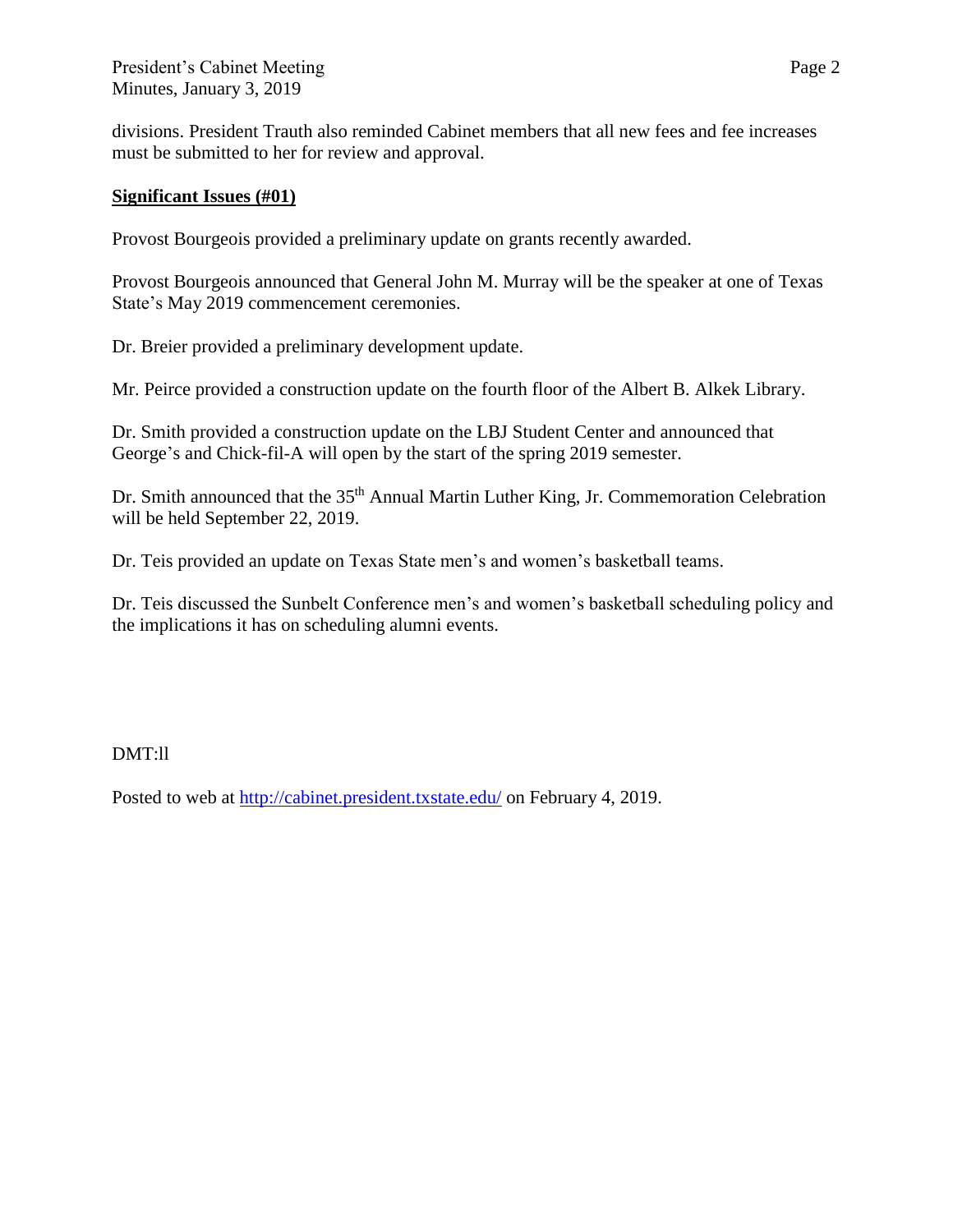divisions. President Trauth also reminded Cabinet members that all new fees and fee increases must be submitted to her for review and approval.

**Significant Issues (#01)**

Provost Bourgeois provided a preliminary update on grants recently awarded.

Provost Bourgeois announced that General John M. Murray will be the speaker at one of Texas State's May 2019 commencement ceremonies.

Dr. Breier provided a preliminary development update.

Mr. Peirce provided a construction update on the fourth floor of the Albert B. Alkek Library.

Dr. Smith provided a construction update on the LBJ Student Center and announced that George's and Chick-fil-A will open by the start of the spring 2019 semester.

Dr. Smith announced that the 35th Annual Martin Luther King, Jr. Commemoration Celebration will be held September 22, 2019.

Dr. Teis provided an update on Texas State men's and women's basketball teams.

Dr. Teis discussed the Sunbelt Conference men's and women's basketball scheduling policy and the implications it has on scheduling alumni events.

DMT:ll

Posted to web at http://cabinet.president.txstate.edu/ on February 4, 2019.